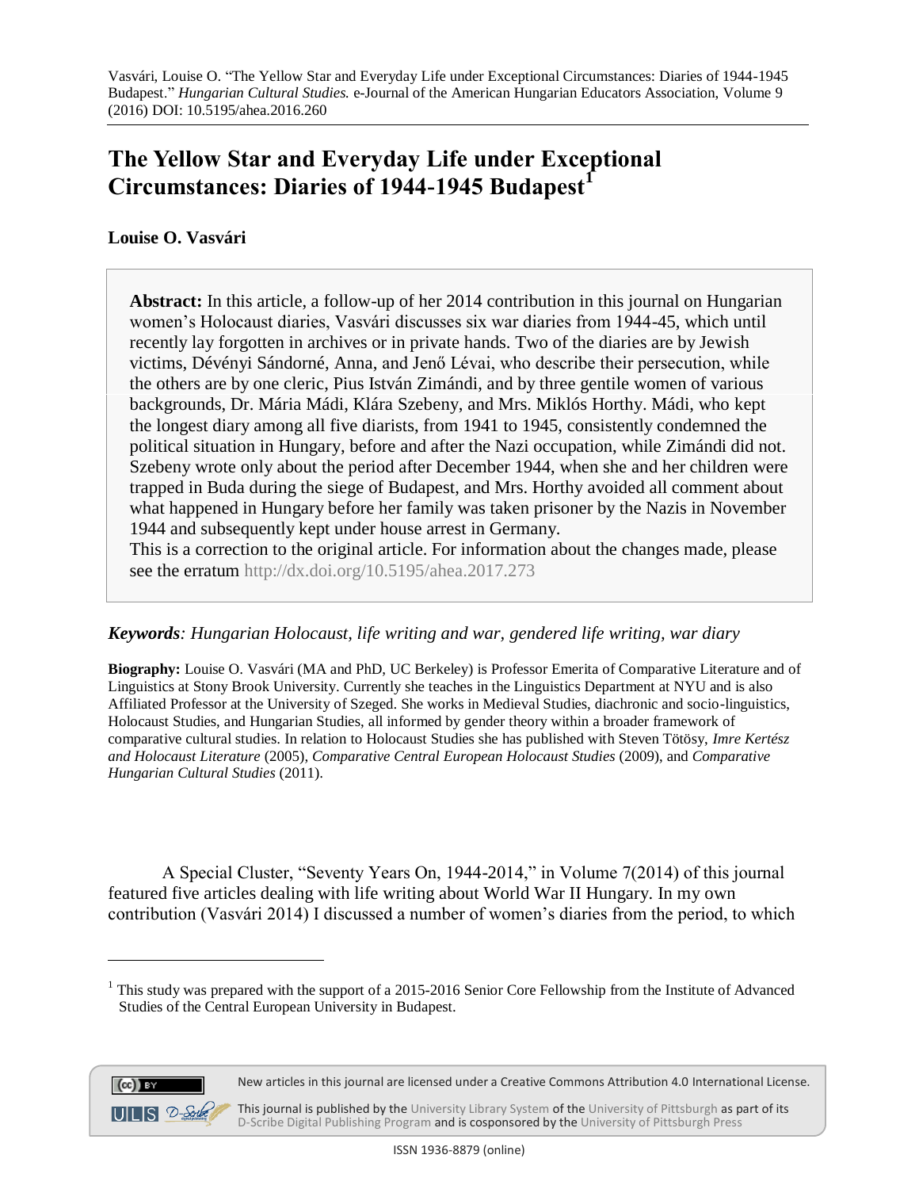Vasvári, Louise O. "The Yellow Star and Everyday Life under Exceptional Circumstances: Diaries of 1944-1945 Budapest." *Hungarian Cultural Studies.* e-Journal of the American Hungarian Educators Association, Volume 9 (2016) DOI: 10.5195/ahea.2016.260

# The Yellow Star and Everyday Life under Exceptional Circumstances: Diaries of 1944-1945 Budapest[1]

**Louise O. Vasvári**

> **Abstract:** In this article, a follow-up of her 2014 contribution in this journal on Hungarian women's Holocaust diaries, Vasvári discusses six war diaries from 1944-45, which until recently lay forgotten in archives or in private hands. Two of the diaries are by Jewish victims, Dévényi Sándorné, Anna, and Jenő Lévai, who describe their persecution, while the others are by one cleric, Pius István Zimándi, and by three gentile women of various backgrounds, Dr. Mária Mádi, Klára Szebeny, and Mrs. Miklós Horthy. Mádi, who kept the longest diary among all five diarists, from 1941 to 1945, consistently condemned the political situation in Hungary, before and after the Nazi occupation, while Zimándi did not. Szebeny wrote only about the period after December 1944, when she and her children were trapped in Buda during the siege of Budapest, and Mrs. Horthy avoided all comment about what happened in Hungary before her family was taken prisoner by the Nazis in November 1944 and subsequently kept under house arrest in Germany.
> This is a correction to the original article. For information about the changes made, please see the erratum http://dx.doi.org/10.5195/ahea.2017.273

***Keywords**: Hungarian Holocaust, life writing and war, gendered life writing, war diary*

**Biography:** Louise O. Vasvári (MA and PhD, UC Berkeley) is Professor Emerita of Comparative Literature and of Linguistics at Stony Brook University. Currently she teaches in the Linguistics Department at NYU and is also Affiliated Professor at the University of Szeged. She works in Medieval Studies, diachronic and socio-linguistics, Holocaust Studies, and Hungarian Studies, all informed by gender theory within a broader framework of comparative cultural studies. In relation to Holocaust Studies she has published with Steven Tötösy, *Imre Kertész and Holocaust Literature* (2005), *Comparative Central European Holocaust Studies* (2009), and *Comparative Hungarian Cultural Studies* (2011).

A Special Cluster, "Seventy Years On, 1944-2014," in Volume 7(2014) of this journal featured five articles dealing with life writing about World War II Hungary. In my own contribution (Vasvári 2014) I discussed a number of women's diaries from the period, to which

[1] This study was prepared with the support of a 2015-2016 Senior Core Fellowship from the Institute of Advanced Studies of the Central European University in Budapest.

New articles in this journal are licensed under a Creative Commons Attribution 4.0 International License.

This journal is published by the University Library System of the University of Pittsburgh as part of its D-Scribe Digital Publishing Program and is cosponsored by the University of Pittsburgh Press

ISSN 1936-8879 (online)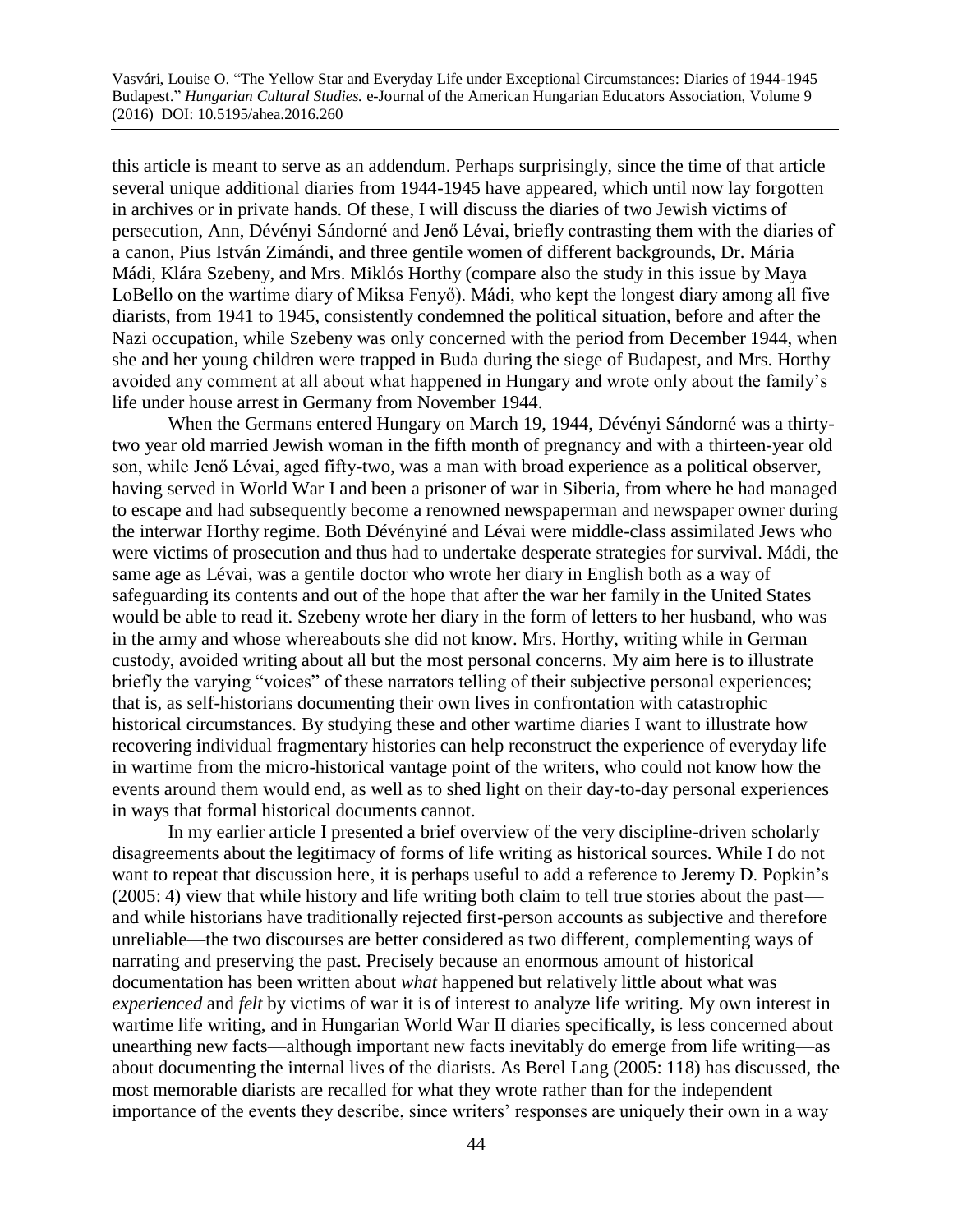this article is meant to serve as an addendum. Perhaps surprisingly, since the time of that article several unique additional diaries from 1944-1945 have appeared, which until now lay forgotten in archives or in private hands. Of these, I will discuss the diaries of two Jewish victims of persecution, Ann, Dévényi Sándorné and Jenő Lévai, briefly contrasting them with the diaries of a canon, Pius István Zimándi, and three gentile women of different backgrounds, Dr. Mária Mádi, Klára Szebeny, and Mrs. Miklós Horthy (compare also the study in this issue by Maya LoBello on the wartime diary of Miksa Fenyő). Mádi, who kept the longest diary among all five diarists, from 1941 to 1945, consistently condemned the political situation, before and after the Nazi occupation, while Szebeny was only concerned with the period from December 1944, when she and her young children were trapped in Buda during the siege of Budapest, and Mrs. Horthy avoided any comment at all about what happened in Hungary and wrote only about the family's life under house arrest in Germany from November 1944.

When the Germans entered Hungary on March 19, 1944, Dévényi Sándorné was a thirty-two year old married Jewish woman in the fifth month of pregnancy and with a thirteen-year old son, while Jenő Lévai, aged fifty-two, was a man with broad experience as a political observer, having served in World War I and been a prisoner of war in Siberia, from where he had managed to escape and had subsequently become a renowned newspaperman and newspaper owner during the interwar Horthy regime. Both Dévényiné and Lévai were middle-class assimilated Jews who were victims of prosecution and thus had to undertake desperate strategies for survival. Mádi, the same age as Lévai, was a gentile doctor who wrote her diary in English both as a way of safeguarding its contents and out of the hope that after the war her family in the United States would be able to read it. Szebeny wrote her diary in the form of letters to her husband, who was in the army and whose whereabouts she did not know. Mrs. Horthy, writing while in German custody, avoided writing about all but the most personal concerns. My aim here is to illustrate briefly the varying "voices" of these narrators telling of their subjective personal experiences; that is, as self-historians documenting their own lives in confrontation with catastrophic historical circumstances. By studying these and other wartime diaries I want to illustrate how recovering individual fragmentary histories can help reconstruct the experience of everyday life in wartime from the micro-historical vantage point of the writers, who could not know how the events around them would end, as well as to shed light on their day-to-day personal experiences in ways that formal historical documents cannot.

In my earlier article I presented a brief overview of the very discipline-driven scholarly disagreements about the legitimacy of forms of life writing as historical sources. While I do not want to repeat that discussion here, it is perhaps useful to add a reference to Jeremy D. Popkin's (2005: 4) view that while history and life writing both claim to tell true stories about the past—and while historians have traditionally rejected first-person accounts as subjective and therefore unreliable—the two discourses are better considered as two different, complementing ways of narrating and preserving the past. Precisely because an enormous amount of historical documentation has been written about *what* happened but relatively little about what was *experienced* and *felt* by victims of war it is of interest to analyze life writing. My own interest in wartime life writing, and in Hungarian World War II diaries specifically, is less concerned about unearthing new facts—although important new facts inevitably do emerge from life writing—as about documenting the internal lives of the diarists. As Berel Lang (2005: 118) has discussed, the most memorable diarists are recalled for what they wrote rather than for the independent importance of the events they describe, since writers' responses are uniquely their own in a way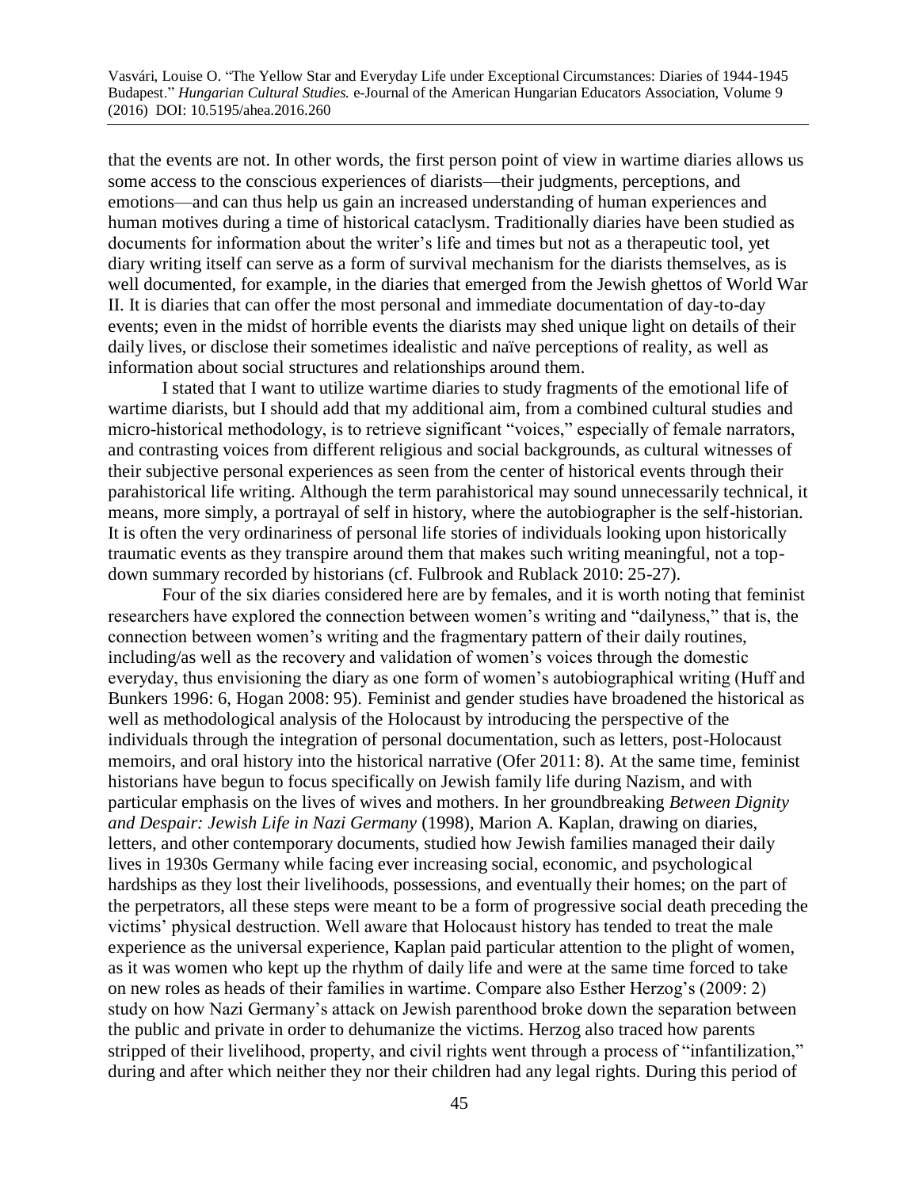that the events are not. In other words, the first person point of view in wartime diaries allows us some access to the conscious experiences of diarists—their judgments, perceptions, and emotions—and can thus help us gain an increased understanding of human experiences and human motives during a time of historical cataclysm. Traditionally diaries have been studied as documents for information about the writer's life and times but not as a therapeutic tool, yet diary writing itself can serve as a form of survival mechanism for the diarists themselves, as is well documented, for example, in the diaries that emerged from the Jewish ghettos of World War II. It is diaries that can offer the most personal and immediate documentation of day-to-day events; even in the midst of horrible events the diarists may shed unique light on details of their daily lives, or disclose their sometimes idealistic and naïve perceptions of reality, as well as information about social structures and relationships around them.

I stated that I want to utilize wartime diaries to study fragments of the emotional life of wartime diarists, but I should add that my additional aim, from a combined cultural studies and micro-historical methodology, is to retrieve significant "voices," especially of female narrators, and contrasting voices from different religious and social backgrounds, as cultural witnesses of their subjective personal experiences as seen from the center of historical events through their parahistorical life writing. Although the term parahistorical may sound unnecessarily technical, it means, more simply, a portrayal of self in history, where the autobiographer is the self-historian. It is often the very ordinariness of personal life stories of individuals looking upon historically traumatic events as they transpire around them that makes such writing meaningful, not a top-down summary recorded by historians (cf. Fulbrook and Rublack 2010: 25-27).

Four of the six diaries considered here are by females, and it is worth noting that feminist researchers have explored the connection between women's writing and "dailyness," that is, the connection between women's writing and the fragmentary pattern of their daily routines, including/as well as the recovery and validation of women's voices through the domestic everyday, thus envisioning the diary as one form of women's autobiographical writing (Huff and Bunkers 1996: 6, Hogan 2008: 95). Feminist and gender studies have broadened the historical as well as methodological analysis of the Holocaust by introducing the perspective of the individuals through the integration of personal documentation, such as letters, post-Holocaust memoirs, and oral history into the historical narrative (Ofer 2011: 8). At the same time, feminist historians have begun to focus specifically on Jewish family life during Nazism, and with particular emphasis on the lives of wives and mothers. In her groundbreaking *Between Dignity and Despair: Jewish Life in Nazi Germany* (1998), Marion A. Kaplan, drawing on diaries, letters, and other contemporary documents, studied how Jewish families managed their daily lives in 1930s Germany while facing ever increasing social, economic, and psychological hardships as they lost their livelihoods, possessions, and eventually their homes; on the part of the perpetrators, all these steps were meant to be a form of progressive social death preceding the victims' physical destruction. Well aware that Holocaust history has tended to treat the male experience as the universal experience, Kaplan paid particular attention to the plight of women, as it was women who kept up the rhythm of daily life and were at the same time forced to take on new roles as heads of their families in wartime. Compare also Esther Herzog's (2009: 2) study on how Nazi Germany's attack on Jewish parenthood broke down the separation between the public and private in order to dehumanize the victims. Herzog also traced how parents stripped of their livelihood, property, and civil rights went through a process of "infantilization," during and after which neither they nor their children had any legal rights. During this period of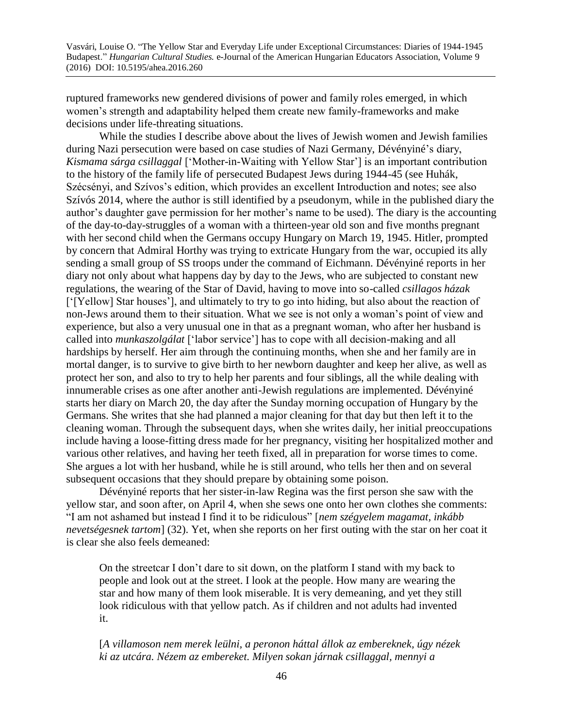ruptured frameworks new gendered divisions of power and family roles emerged, in which women's strength and adaptability helped them create new family-frameworks and make decisions under life-threating situations.

While the studies I describe above about the lives of Jewish women and Jewish families during Nazi persecution were based on case studies of Nazi Germany, Dévényiné's diary, *Kismama sárga csillaggal* ['Mother-in-Waiting with Yellow Star'] is an important contribution to the history of the family life of persecuted Budapest Jews during 1944-45 (see Huhák, Szécsényi, and Szívos's edition, which provides an excellent Introduction and notes; see also Szívós 2014, where the author is still identified by a pseudonym, while in the published diary the author's daughter gave permission for her mother's name to be used). The diary is the accounting of the day-to-day-struggles of a woman with a thirteen-year old son and five months pregnant with her second child when the Germans occupy Hungary on March 19, 1945. Hitler, prompted by concern that Admiral Horthy was trying to extricate Hungary from the war, occupied its ally sending a small group of SS troops under the command of Eichmann. Dévényiné reports in her diary not only about what happens day by day to the Jews, who are subjected to constant new regulations, the wearing of the Star of David, having to move into so-called *csillagos házak* ['[Yellow] Star houses'], and ultimately to try to go into hiding, but also about the reaction of non-Jews around them to their situation. What we see is not only a woman's point of view and experience, but also a very unusual one in that as a pregnant woman, who after her husband is called into *munkaszolgálat* ['labor service'] has to cope with all decision-making and all hardships by herself. Her aim through the continuing months, when she and her family are in mortal danger, is to survive to give birth to her newborn daughter and keep her alive, as well as protect her son, and also to try to help her parents and four siblings, all the while dealing with innumerable crises as one after another anti-Jewish regulations are implemented. Dévényiné starts her diary on March 20, the day after the Sunday morning occupation of Hungary by the Germans. She writes that she had planned a major cleaning for that day but then left it to the cleaning woman. Through the subsequent days, when she writes daily, her initial preoccupations include having a loose-fitting dress made for her pregnancy, visiting her hospitalized mother and various other relatives, and having her teeth fixed, all in preparation for worse times to come. She argues a lot with her husband, while he is still around, who tells her then and on several subsequent occasions that they should prepare by obtaining some poison.

Dévényiné reports that her sister-in-law Regina was the first person she saw with the yellow star, and soon after, on April 4, when she sews one onto her own clothes she comments: "I am not ashamed but instead I find it to be ridiculous" [*nem szégyelem magamat, inkább nevetségesnek tartom*] (32). Yet, when she reports on her first outing with the star on her coat it is clear she also feels demeaned:

> On the streetcar I don't dare to sit down, on the platform I stand with my back to people and look out at the street. I look at the people. How many are wearing the star and how many of them look miserable. It is very demeaning, and yet they still look ridiculous with that yellow patch. As if children and not adults had invented it.
>
> [*A villamoson nem merek leülni, a peronon háttal állok az embereknek, úgy nézek ki az utcára. Nézem az embereket. Milyen sokan járnak csillaggal, mennyi a*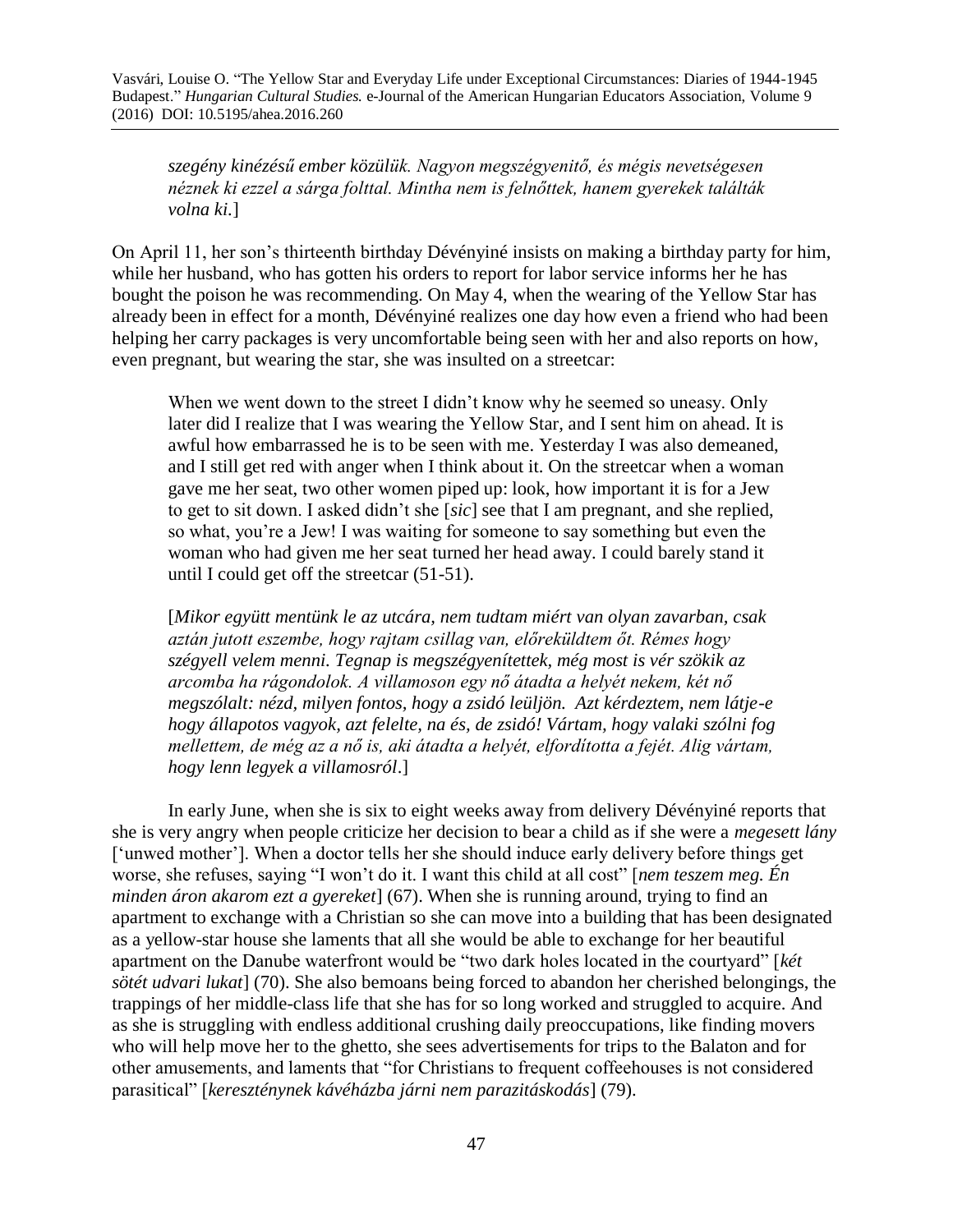*szegény kinézésű ember közülük. Nagyon megszégyenítő, és mégis nevetségesen néznek ki ezzel a sárga folttal. Mintha nem is felnőttek, hanem gyerekek találták volna ki.*]

On April 11, her son's thirteenth birthday Dévényiné insists on making a birthday party for him, while her husband, who has gotten his orders to report for labor service informs her he has bought the poison he was recommending. On May 4, when the wearing of the Yellow Star has already been in effect for a month, Dévényiné realizes one day how even a friend who had been helping her carry packages is very uncomfortable being seen with her and also reports on how, even pregnant, but wearing the star, she was insulted on a streetcar:

> When we went down to the street I didn't know why he seemed so uneasy. Only later did I realize that I was wearing the Yellow Star, and I sent him on ahead. It is awful how embarrassed he is to be seen with me. Yesterday I was also demeaned, and I still get red with anger when I think about it. On the streetcar when a woman gave me her seat, two other women piped up: look, how important it is for a Jew to get to sit down. I asked didn't she [*sic*] see that I am pregnant, and she replied, so what, you're a Jew! I was waiting for someone to say something but even the woman who had given me her seat turned her head away. I could barely stand it until I could get off the streetcar (51-51).
>
> [*Mikor együtt mentünk le az utcára, nem tudtam miért van olyan zavarban, csak aztán jutott eszembe, hogy rajtam csillag van, előreküldtem őt. Rémes hogy szégyell velem menni. Tegnap is megszégyenítettek, még most is vér szökik az arcomba ha rágondolok. A villamoson egy nő átadta a helyét nekem, két nő megszólalt: nézd, milyen fontos, hogy a zsidó leüljön. Azt kérdeztem, nem látje-e hogy állapotos vagyok, azt felelte, na és, de zsidó! Vártam, hogy valaki szólni fog mellettem, de még az a nő is, aki átadta a helyét, elfordította a fejét. Alig vártam, hogy lenn legyek a villamosról*.]

In early June, when she is six to eight weeks away from delivery Dévényiné reports that she is very angry when people criticize her decision to bear a child as if she were a *megesett lány* ['unwed mother']. When a doctor tells her she should induce early delivery before things get worse, she refuses, saying "I won't do it. I want this child at all cost" [*nem teszem meg. Én minden áron akarom ezt a gyereket*] (67). When she is running around, trying to find an apartment to exchange with a Christian so she can move into a building that has been designated as a yellow-star house she laments that all she would be able to exchange for her beautiful apartment on the Danube waterfront would be "two dark holes located in the courtyard" [*két sötét udvari lukat*] (70). She also bemoans being forced to abandon her cherished belongings, the trappings of her middle-class life that she has for so long worked and struggled to acquire. And as she is struggling with endless additional crushing daily preoccupations, like finding movers who will help move her to the ghetto, she sees advertisements for trips to the Balaton and for other amusements, and laments that "for Christians to frequent coffeehouses is not considered parasitical" [*kereszténynek kávéházba járni nem parazitáskodás*] (79).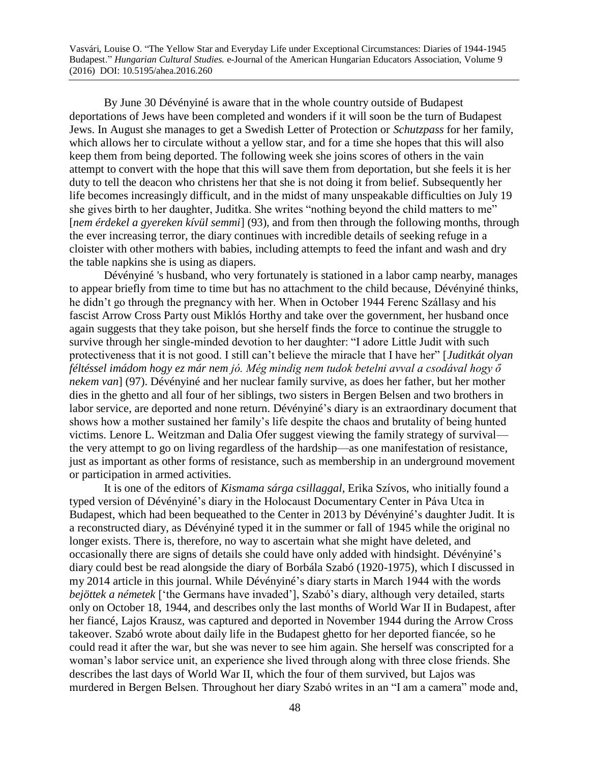By June 30 Dévényiné is aware that in the whole country outside of Budapest deportations of Jews have been completed and wonders if it will soon be the turn of Budapest Jews. In August she manages to get a Swedish Letter of Protection or *Schutzpass* for her family, which allows her to circulate without a yellow star, and for a time she hopes that this will also keep them from being deported. The following week she joins scores of others in the vain attempt to convert with the hope that this will save them from deportation, but she feels it is her duty to tell the deacon who christens her that she is not doing it from belief. Subsequently her life becomes increasingly difficult, and in the midst of many unspeakable difficulties on July 19 she gives birth to her daughter, Juditka. She writes "nothing beyond the child matters to me" [*nem érdekel a gyereken kívül semmi*] (93), and from then through the following months, through the ever increasing terror, the diary continues with incredible details of seeking refuge in a cloister with other mothers with babies, including attempts to feed the infant and wash and dry the table napkins she is using as diapers.

Dévényiné 's husband, who very fortunately is stationed in a labor camp nearby, manages to appear briefly from time to time but has no attachment to the child because, Dévényiné thinks, he didn't go through the pregnancy with her. When in October 1944 Ferenc Szállasy and his fascist Arrow Cross Party oust Miklós Horthy and take over the government, her husband once again suggests that they take poison, but she herself finds the force to continue the struggle to survive through her single-minded devotion to her daughter: "I adore Little Judit with such protectiveness that it is not good. I still can't believe the miracle that I have her" [*Juditkát olyan féltéssel imádom hogy ez már nem jó. Még mindig nem tudok betelni avval a csodával hogy ő nekem van*] (97). Dévényiné and her nuclear family survive, as does her father, but her mother dies in the ghetto and all four of her siblings, two sisters in Bergen Belsen and two brothers in labor service, are deported and none return. Dévényiné's diary is an extraordinary document that shows how a mother sustained her family's life despite the chaos and brutality of being hunted victims. Lenore L. Weitzman and Dalia Ofer suggest viewing the family strategy of survival—the very attempt to go on living regardless of the hardship—as one manifestation of resistance, just as important as other forms of resistance, such as membership in an underground movement or participation in armed activities.

It is one of the editors of *Kismama sárga csillaggal*, Erika Szívos, who initially found a typed version of Dévényiné's diary in the Holocaust Documentary Center in Páva Utca in Budapest, which had been bequeathed to the Center in 2013 by Dévényiné's daughter Judit. It is a reconstructed diary, as Dévényiné typed it in the summer or fall of 1945 while the original no longer exists. There is, therefore, no way to ascertain what she might have deleted, and occasionally there are signs of details she could have only added with hindsight. Dévényiné's diary could best be read alongside the diary of Borbála Szabó (1920-1975), which I discussed in my 2014 article in this journal. While Dévényiné's diary starts in March 1944 with the words *bejöttek a németek* ['the Germans have invaded'], Szabó's diary, although very detailed, starts only on October 18, 1944, and describes only the last months of World War II in Budapest, after her fiancé, Lajos Krausz, was captured and deported in November 1944 during the Arrow Cross takeover. Szabó wrote about daily life in the Budapest ghetto for her deported fiancée, so he could read it after the war, but she was never to see him again. She herself was conscripted for a woman's labor service unit, an experience she lived through along with three close friends. She describes the last days of World War II, which the four of them survived, but Lajos was murdered in Bergen Belsen. Throughout her diary Szabó writes in an "I am a camera" mode and,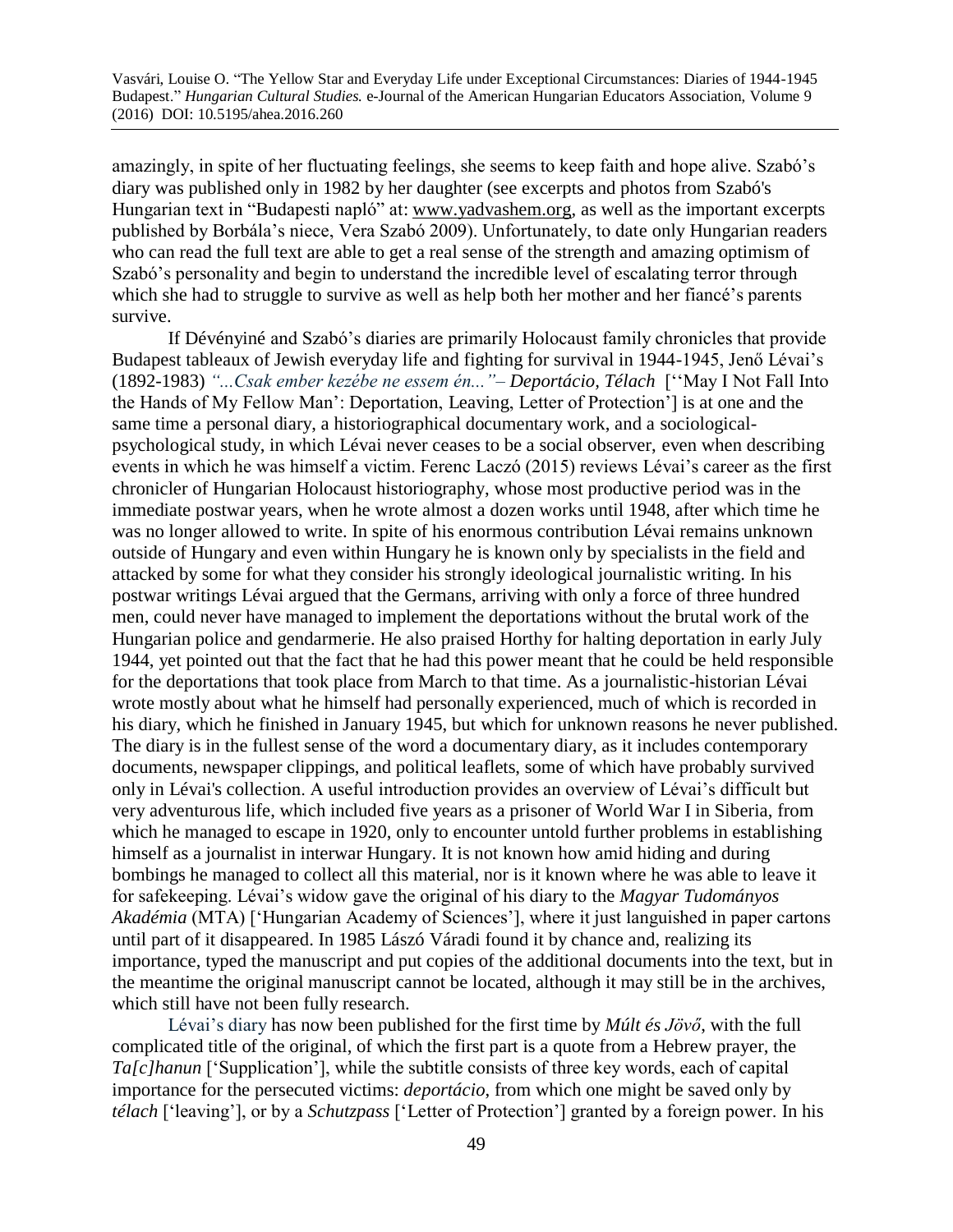amazingly, in spite of her fluctuating feelings, she seems to keep faith and hope alive. Szabó's diary was published only in 1982 by her daughter (see excerpts and photos from Szabó's Hungarian text in "Budapesti napló" at: www.yadvashem.org, as well as the important excerpts published by Borbála's niece, Vera Szabó 2009). Unfortunately, to date only Hungarian readers who can read the full text are able to get a real sense of the strength and amazing optimism of Szabó's personality and begin to understand the incredible level of escalating terror through which she had to struggle to survive as well as help both her mother and her fiancé's parents survive.

If Dévényiné and Szabó's diaries are primarily Holocaust family chronicles that provide Budapest tableaux of Jewish everyday life and fighting for survival in 1944-1945, Jenő Lévai's (1892-1983) *"...Csak ember kezébe ne essem én..."– Deportácio, Télach* [''May I Not Fall Into the Hands of My Fellow Man': Deportation, Leaving, Letter of Protection'] is at one and the same time a personal diary, a historiographical documentary work, and a sociological-psychological study, in which Lévai never ceases to be a social observer, even when describing events in which he was himself a victim. Ferenc Laczó (2015) reviews Lévai's career as the first chronicler of Hungarian Holocaust historiography, whose most productive period was in the immediate postwar years, when he wrote almost a dozen works until 1948, after which time he was no longer allowed to write. In spite of his enormous contribution Lévai remains unknown outside of Hungary and even within Hungary he is known only by specialists in the field and attacked by some for what they consider his strongly ideological journalistic writing. In his postwar writings Lévai argued that the Germans, arriving with only a force of three hundred men, could never have managed to implement the deportations without the brutal work of the Hungarian police and gendarmerie. He also praised Horthy for halting deportation in early July 1944, yet pointed out that the fact that he had this power meant that he could be held responsible for the deportations that took place from March to that time. As a journalistic-historian Lévai wrote mostly about what he himself had personally experienced, much of which is recorded in his diary, which he finished in January 1945, but which for unknown reasons he never published. The diary is in the fullest sense of the word a documentary diary, as it includes contemporary documents, newspaper clippings, and political leaflets, some of which have probably survived only in Lévai's collection. A useful introduction provides an overview of Lévai's difficult but very adventurous life, which included five years as a prisoner of World War I in Siberia, from which he managed to escape in 1920, only to encounter untold further problems in establishing himself as a journalist in interwar Hungary. It is not known how amid hiding and during bombings he managed to collect all this material, nor is it known where he was able to leave it for safekeeping. Lévai's widow gave the original of his diary to the *Magyar Tudományos Akadémia* (MTA) ['Hungarian Academy of Sciences'], where it just languished in paper cartons until part of it disappeared. In 1985 Lászó Váradi found it by chance and, realizing its importance, typed the manuscript and put copies of the additional documents into the text, but in the meantime the original manuscript cannot be located, although it may still be in the archives, which still have not been fully research.

Lévai's diary has now been published for the first time by *Múlt és Jövő*, with the full complicated title of the original, of which the first part is a quote from a Hebrew prayer, the *Ta[c]hanun* ['Supplication'], while the subtitle consists of three key words, each of capital importance for the persecuted victims: *deportácio*, from which one might be saved only by *télach* ['leaving'], or by a *Schutzpass* ['Letter of Protection'] granted by a foreign power. In his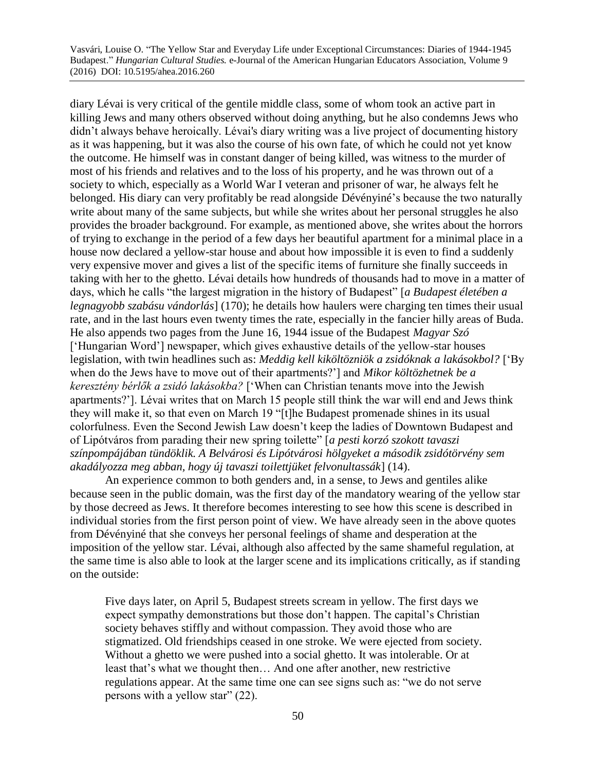diary Lévai is very critical of the gentile middle class, some of whom took an active part in killing Jews and many others observed without doing anything, but he also condemns Jews who didn't always behave heroically. Lévai's diary writing was a live project of documenting history as it was happening, but it was also the course of his own fate, of which he could not yet know the outcome. He himself was in constant danger of being killed, was witness to the murder of most of his friends and relatives and to the loss of his property, and he was thrown out of a society to which, especially as a World War I veteran and prisoner of war, he always felt he belonged. His diary can very profitably be read alongside Dévényiné's because the two naturally write about many of the same subjects, but while she writes about her personal struggles he also provides the broader background. For example, as mentioned above, she writes about the horrors of trying to exchange in the period of a few days her beautiful apartment for a minimal place in a house now declared a yellow-star house and about how impossible it is even to find a suddenly very expensive mover and gives a list of the specific items of furniture she finally succeeds in taking with her to the ghetto. Lévai details how hundreds of thousands had to move in a matter of days, which he calls "the largest migration in the history of Budapest" [*a Budapest életében a legnagyobb szabású vándorlás*] (170); he details how haulers were charging ten times their usual rate, and in the last hours even twenty times the rate, especially in the fancier hilly areas of Buda. He also appends two pages from the June 16, 1944 issue of the Budapest *Magyar Szó* ['Hungarian Word'] newspaper, which gives exhaustive details of the yellow-star houses legislation, with twin headlines such as: *Meddig kell kiköltözniök a zsidóknak a lakásokbol?* ['By when do the Jews have to move out of their apartments?'] and *Mikor költözhetnek be a keresztény bérlők a zsidó lakásokba?* ['When can Christian tenants move into the Jewish apartments?']. Lévai writes that on March 15 people still think the war will end and Jews think they will make it, so that even on March 19 "[t]he Budapest promenade shines in its usual colorfulness. Even the Second Jewish Law doesn't keep the ladies of Downtown Budapest and of Lipótváros from parading their new spring toilette" [*a pesti korzó szokott tavaszi színpompájában tündöklik. A Belvárosi és Lipótvárosi hölgyeket a második zsidótörvény sem akadályozza meg abban, hogy új tavaszi toilettjüket felvonultassák*] (14).

An experience common to both genders and, in a sense, to Jews and gentiles alike because seen in the public domain, was the first day of the mandatory wearing of the yellow star by those decreed as Jews. It therefore becomes interesting to see how this scene is described in individual stories from the first person point of view. We have already seen in the above quotes from Dévényiné that she conveys her personal feelings of shame and desperation at the imposition of the yellow star. Lévai, although also affected by the same shameful regulation, at the same time is also able to look at the larger scene and its implications critically, as if standing on the outside:

> Five days later, on April 5, Budapest streets scream in yellow. The first days we expect sympathy demonstrations but those don't happen. The capital's Christian society behaves stiffly and without compassion. They avoid those who are stigmatized. Old friendships ceased in one stroke. We were ejected from society. Without a ghetto we were pushed into a social ghetto. It was intolerable. Or at least that's what we thought then… And one after another, new restrictive regulations appear. At the same time one can see signs such as: "we do not serve persons with a yellow star" (22).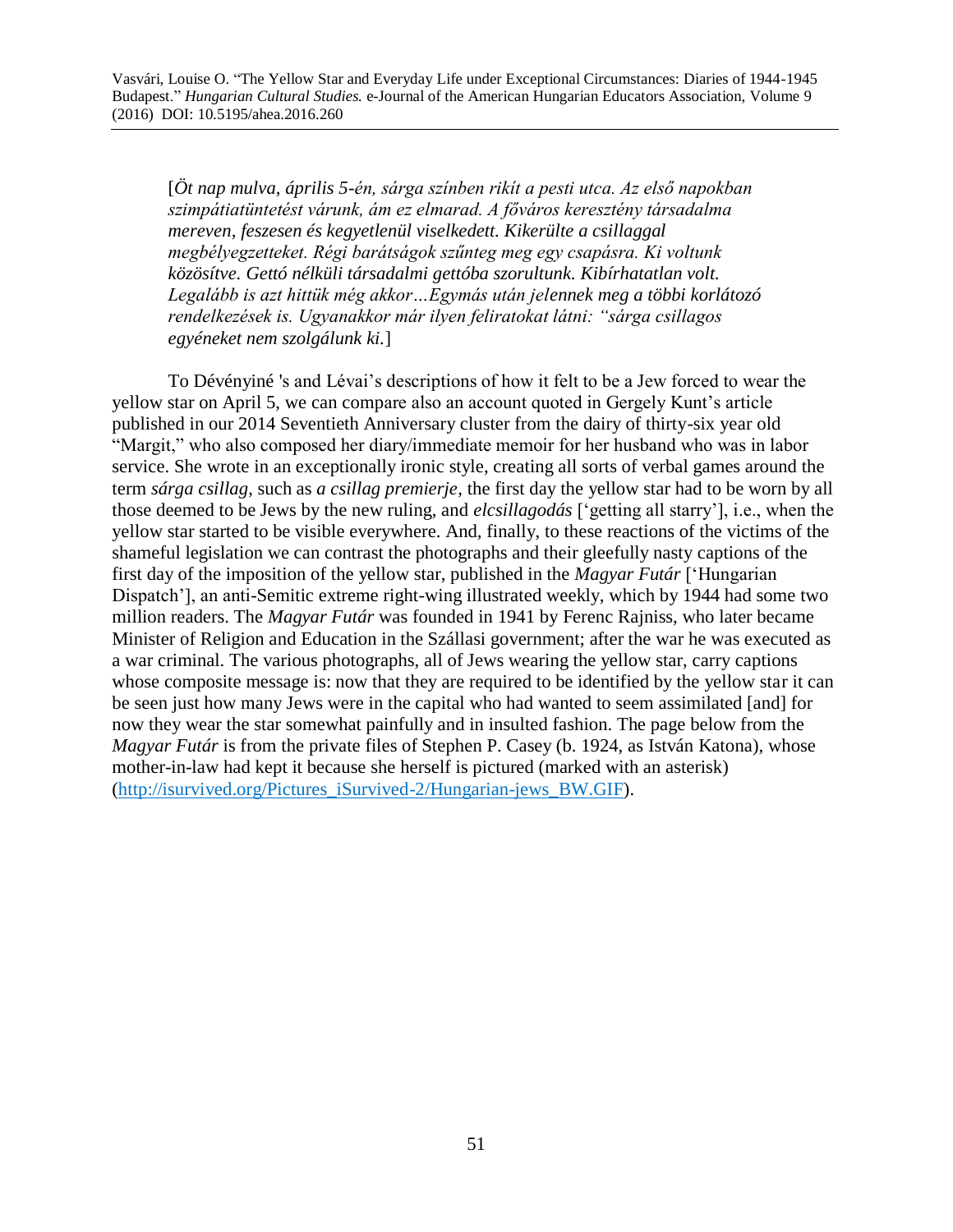[*Öt nap mulva, április 5-én, sárga színben rikít a pesti utca. Az első napokban szimpátiatüntetést várunk, ám ez elmarad. A főváros keresztény társadalma mereven, feszesen és kegyetlenül viselkedett. Kikerülte a csillaggal megbélyegzetteket. Régi barátságok szűnteg meg egy csapásra. Ki voltunk közösítve. Gettó nélküli társadalmi gettóba szorultunk. Kibírhatatlan volt. Legalább is azt hittük még akkor…Egymás után jelennek meg a többi korlátozó rendelkezések is. Ugyanakkor már ilyen feliratokat látni: "sárga csillagos egyéneket nem szolgálunk ki.*]

To Dévényiné 's and Lévai's descriptions of how it felt to be a Jew forced to wear the yellow star on April 5, we can compare also an account quoted in Gergely Kunt's article published in our 2014 Seventieth Anniversary cluster from the dairy of thirty-six year old "Margit," who also composed her diary/immediate memoir for her husband who was in labor service. She wrote in an exceptionally ironic style, creating all sorts of verbal games around the term *sárga csillag*, such as *a csillag premierje*, the first day the yellow star had to be worn by all those deemed to be Jews by the new ruling, and *elcsillagodás* ['getting all starry'], i.e., when the yellow star started to be visible everywhere. And, finally, to these reactions of the victims of the shameful legislation we can contrast the photographs and their gleefully nasty captions of the first day of the imposition of the yellow star, published in the *Magyar Futár* ['Hungarian Dispatch'], an anti-Semitic extreme right-wing illustrated weekly, which by 1944 had some two million readers. The *Magyar Futár* was founded in 1941 by Ferenc Rajniss, who later became Minister of Religion and Education in the Szállasi government; after the war he was executed as a war criminal. The various photographs, all of Jews wearing the yellow star, carry captions whose composite message is: now that they are required to be identified by the yellow star it can be seen just how many Jews were in the capital who had wanted to seem assimilated [and] for now they wear the star somewhat painfully and in insulted fashion. The page below from the *Magyar Futár* is from the private files of Stephen P. Casey (b. 1924, as István Katona), whose mother-in-law had kept it because she herself is pictured (marked with an asterisk) (http://isurvived.org/Pictures_iSurvived-2/Hungarian-jews_BW.GIF).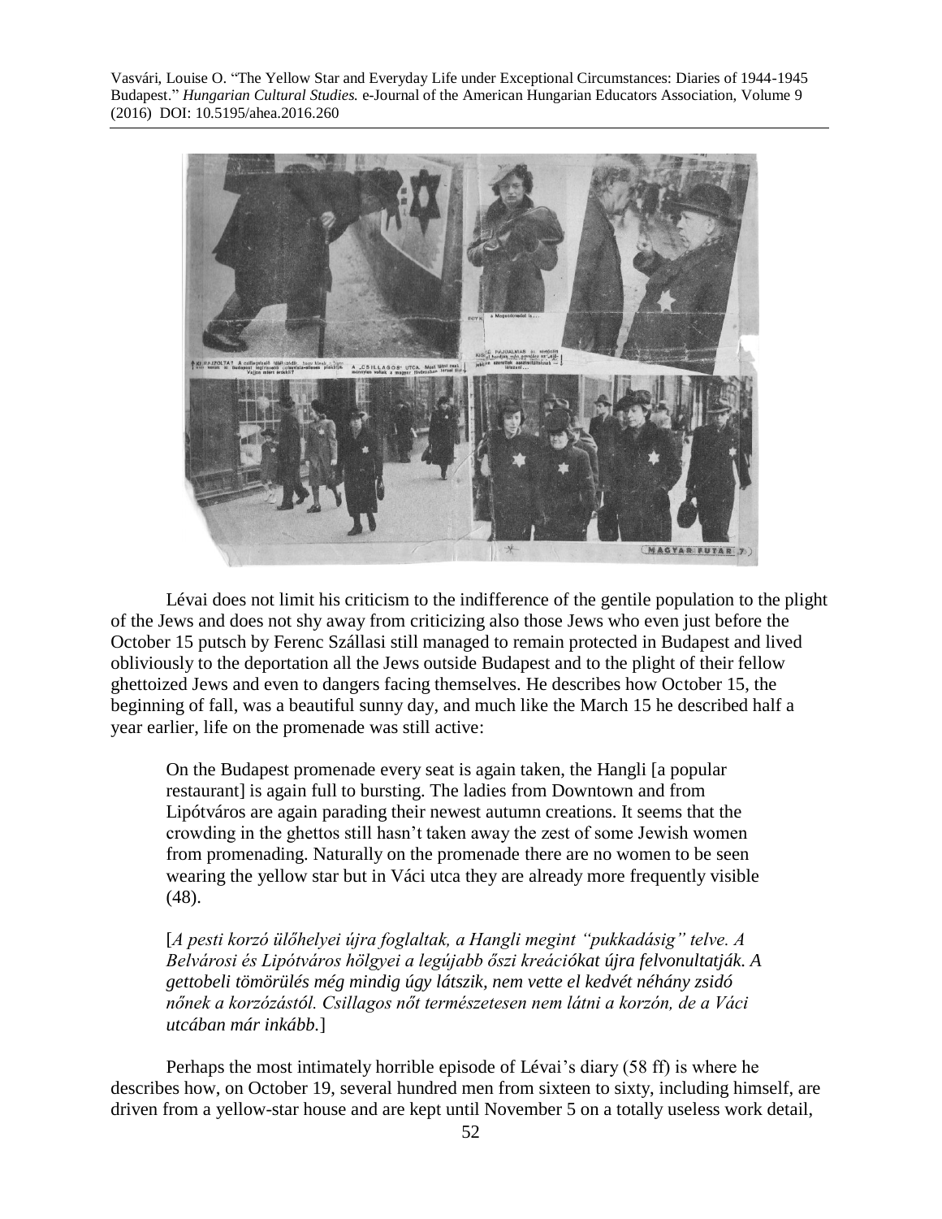Lévai does not limit his criticism to the indifference of the gentile population to the plight of the Jews and does not shy away from criticizing also those Jews who even just before the October 15 putsch by Ferenc Szállasi still managed to remain protected in Budapest and lived obliviously to the deportation all the Jews outside Budapest and to the plight of their fellow ghettoized Jews and even to dangers facing themselves. He describes how October 15, the beginning of fall, was a beautiful sunny day, and much like the March 15 he described half a year earlier, life on the promenade was still active:

> On the Budapest promenade every seat is again taken, the Hangli [a popular restaurant] is again full to bursting. The ladies from Downtown and from Lipótváros are again parading their newest autumn creations. It seems that the crowding in the ghettos still hasn't taken away the zest of some Jewish women from promenading. Naturally on the promenade there are no women to be seen wearing the yellow star but in Váci utca they are already more frequently visible (48).
>
> [*A pesti korzó ülőhelyei újra foglaltak, a Hangli megint "pukkadásig" telve. A Belvárosi és Lipótváros hölgyei a legújabb őszi kreációkat újra felvonultatják. A gettobeli tömörülés még mindig úgy látszik, nem vette el kedvét néhány zsidó nőnek a korzózástól. Csillagos nőt természetesen nem látni a korzón, de a Váci utcában már inkább.*]

Perhaps the most intimately horrible episode of Lévai's diary (58 ff) is where he describes how, on October 19, several hundred men from sixteen to sixty, including himself, are driven from a yellow-star house and are kept until November 5 on a totally useless work detail,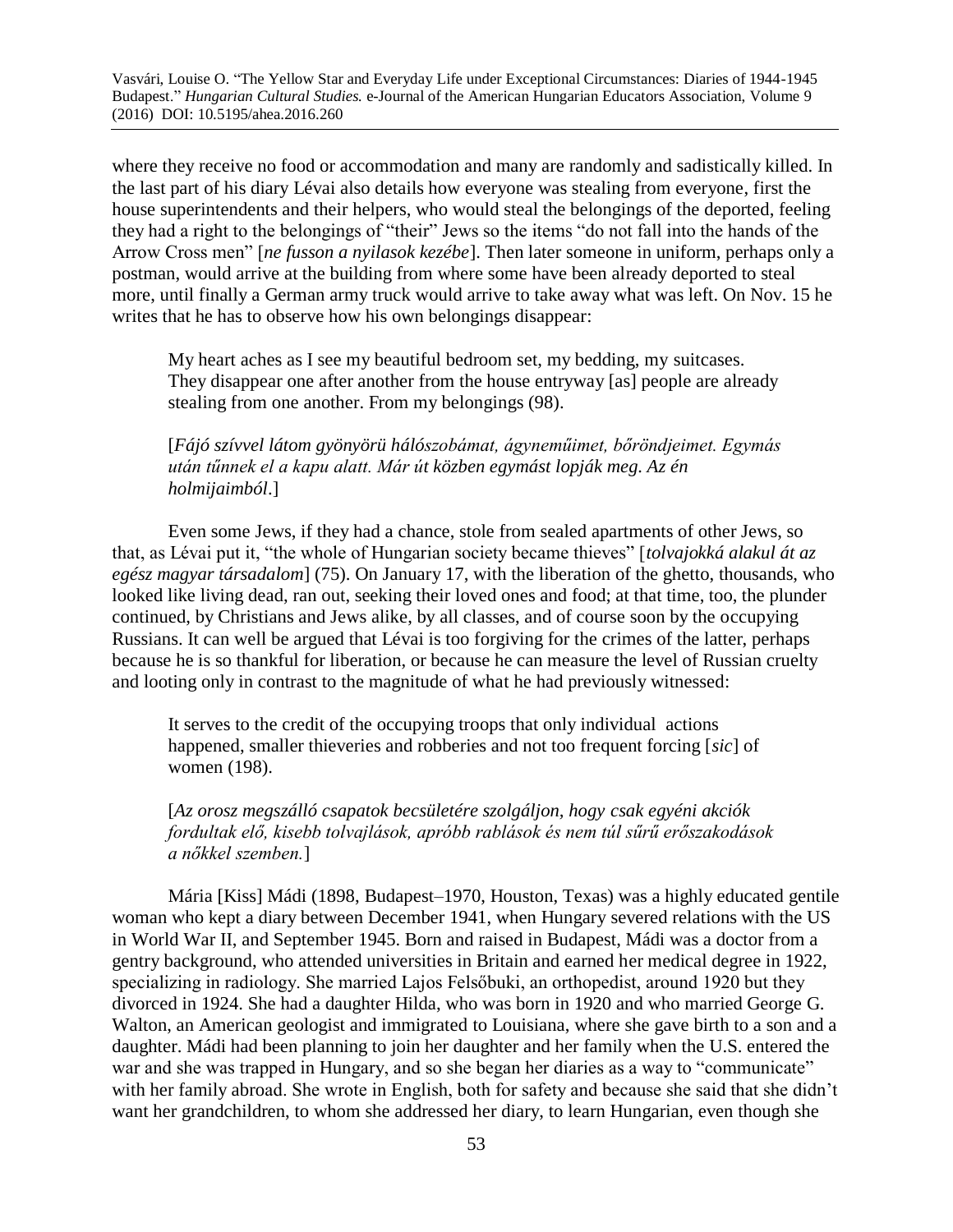where they receive no food or accommodation and many are randomly and sadistically killed. In the last part of his diary Lévai also details how everyone was stealing from everyone, first the house superintendents and their helpers, who would steal the belongings of the deported, feeling they had a right to the belongings of "their" Jews so the items "do not fall into the hands of the Arrow Cross men" [*ne fusson a nyilasok kezébe*]. Then later someone in uniform, perhaps only a postman, would arrive at the building from where some have been already deported to steal more, until finally a German army truck would arrive to take away what was left. On Nov. 15 he writes that he has to observe how his own belongings disappear:

> My heart aches as I see my beautiful bedroom set, my bedding, my suitcases. They disappear one after another from the house entryway [as] people are already stealing from one another. From my belongings (98).
>
> [*Fájó szívvel látom gyönyörü hálószobámat, ágyneműimet, bőröndjeimet. Egymás után tűnnek el a kapu alatt. Már út közben egymást lopják meg. Az én holmijaimból*.]

Even some Jews, if they had a chance, stole from sealed apartments of other Jews, so that, as Lévai put it, "the whole of Hungarian society became thieves" [*tolvajokká alakul át az egész magyar társadalom*] (75). On January 17, with the liberation of the ghetto, thousands, who looked like living dead, ran out, seeking their loved ones and food; at that time, too, the plunder continued, by Christians and Jews alike, by all classes, and of course soon by the occupying Russians. It can well be argued that Lévai is too forgiving for the crimes of the latter, perhaps because he is so thankful for liberation, or because he can measure the level of Russian cruelty and looting only in contrast to the magnitude of what he had previously witnessed:

> It serves to the credit of the occupying troops that only individual actions happened, smaller thieveries and robberies and not too frequent forcing [*sic*] of women (198).
>
> [*Az orosz megszálló csapatok becsületére szolgáljon, hogy csak egyéni akciók fordultak elő, kisebb tolvajlások, apróbb rablások és nem túl sűrű erőszakodások a nőkkel szemben.*]

Mária [Kiss] Mádi (1898, Budapest–1970, Houston, Texas) was a highly educated gentile woman who kept a diary between December 1941, when Hungary severed relations with the US in World War II, and September 1945. Born and raised in Budapest, Mádi was a doctor from a gentry background, who attended universities in Britain and earned her medical degree in 1922, specializing in radiology. She married Lajos Felsőbuki, an orthopedist, around 1920 but they divorced in 1924. She had a daughter Hilda, who was born in 1920 and who married George G. Walton, an American geologist and immigrated to Louisiana, where she gave birth to a son and a daughter. Mádi had been planning to join her daughter and her family when the U.S. entered the war and she was trapped in Hungary, and so she began her diaries as a way to "communicate" with her family abroad. She wrote in English, both for safety and because she said that she didn't want her grandchildren, to whom she addressed her diary, to learn Hungarian, even though she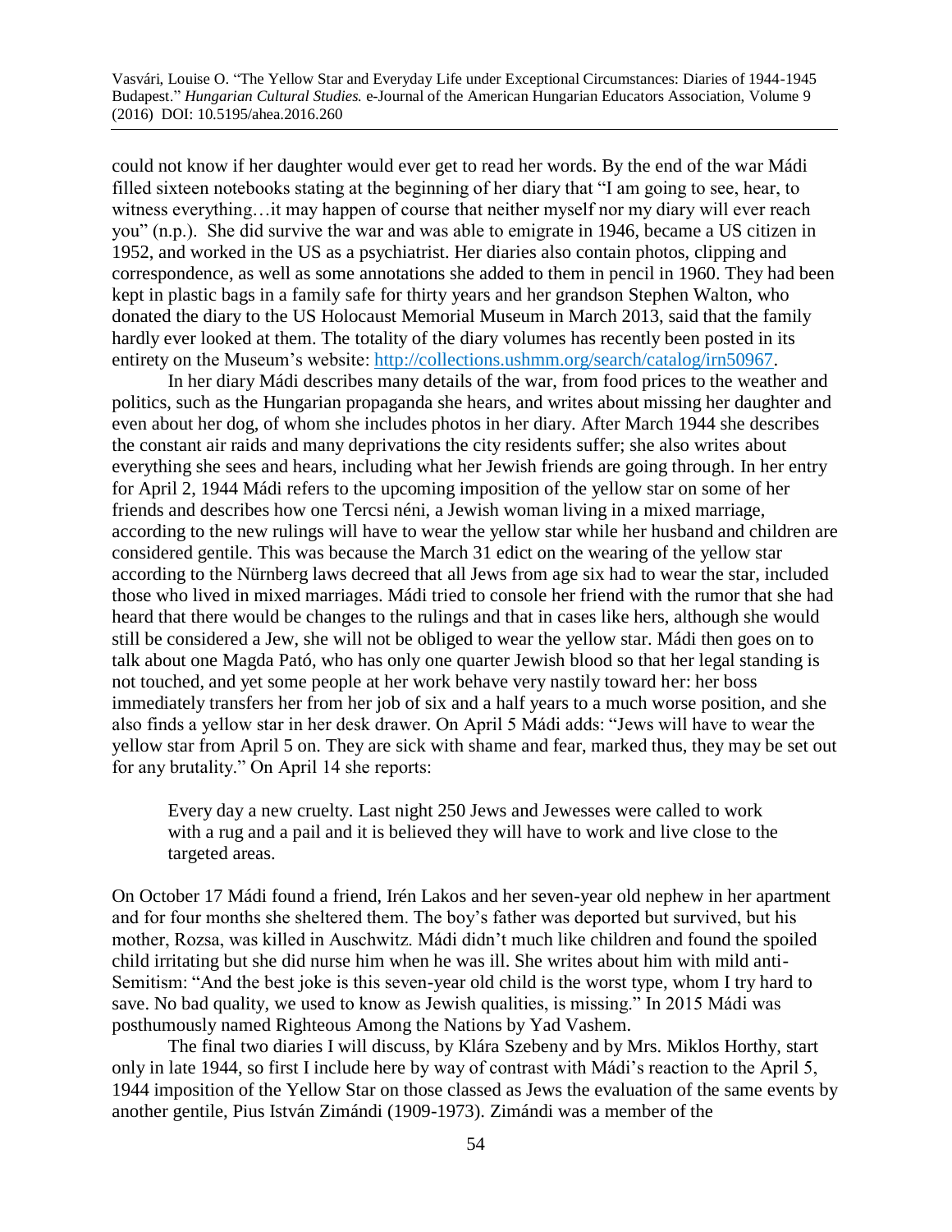could not know if her daughter would ever get to read her words. By the end of the war Mádi filled sixteen notebooks stating at the beginning of her diary that "I am going to see, hear, to witness everything…it may happen of course that neither myself nor my diary will ever reach you" (n.p.). She did survive the war and was able to emigrate in 1946, became a US citizen in 1952, and worked in the US as a psychiatrist. Her diaries also contain photos, clipping and correspondence, as well as some annotations she added to them in pencil in 1960. They had been kept in plastic bags in a family safe for thirty years and her grandson Stephen Walton, who donated the diary to the US Holocaust Memorial Museum in March 2013, said that the family hardly ever looked at them. The totality of the diary volumes has recently been posted in its entirety on the Museum's website: [http://collections.ushmm.org/search/catalog/irn50967](http://collections.ushmm.org/search/catalog/irn50967).

In her diary Mádi describes many details of the war, from food prices to the weather and politics, such as the Hungarian propaganda she hears, and writes about missing her daughter and even about her dog, of whom she includes photos in her diary. After March 1944 she describes the constant air raids and many deprivations the city residents suffer; she also writes about everything she sees and hears, including what her Jewish friends are going through. In her entry for April 2, 1944 Mádi refers to the upcoming imposition of the yellow star on some of her friends and describes how one Tercsi néni, a Jewish woman living in a mixed marriage, according to the new rulings will have to wear the yellow star while her husband and children are considered gentile. This was because the March 31 edict on the wearing of the yellow star according to the Nürnberg laws decreed that all Jews from age six had to wear the star, included those who lived in mixed marriages. Mádi tried to console her friend with the rumor that she had heard that there would be changes to the rulings and that in cases like hers, although she would still be considered a Jew, she will not be obliged to wear the yellow star. Mádi then goes on to talk about one Magda Pató, who has only one quarter Jewish blood so that her legal standing is not touched, and yet some people at her work behave very nastily toward her: her boss immediately transfers her from her job of six and a half years to a much worse position, and she also finds a yellow star in her desk drawer. On April 5 Mádi adds: "Jews will have to wear the yellow star from April 5 on. They are sick with shame and fear, marked thus, they may be set out for any brutality." On April 14 she reports:

> Every day a new cruelty. Last night 250 Jews and Jewesses were called to work with a rug and a pail and it is believed they will have to work and live close to the targeted areas.

On October 17 Mádi found a friend, Irén Lakos and her seven-year old nephew in her apartment and for four months she sheltered them. The boy's father was deported but survived, but his mother, Rozsa, was killed in Auschwitz. Mádi didn't much like children and found the spoiled child irritating but she did nurse him when he was ill. She writes about him with mild anti-Semitism: "And the best joke is this seven-year old child is the worst type, whom I try hard to save. No bad quality, we used to know as Jewish qualities, is missing." In 2015 Mádi was posthumously named Righteous Among the Nations by Yad Vashem.

The final two diaries I will discuss, by Klára Szebeny and by Mrs. Miklos Horthy, start only in late 1944, so first I include here by way of contrast with Mádi's reaction to the April 5, 1944 imposition of the Yellow Star on those classed as Jews the evaluation of the same events by another gentile, Pius István Zimándi (1909-1973). Zimándi was a member of the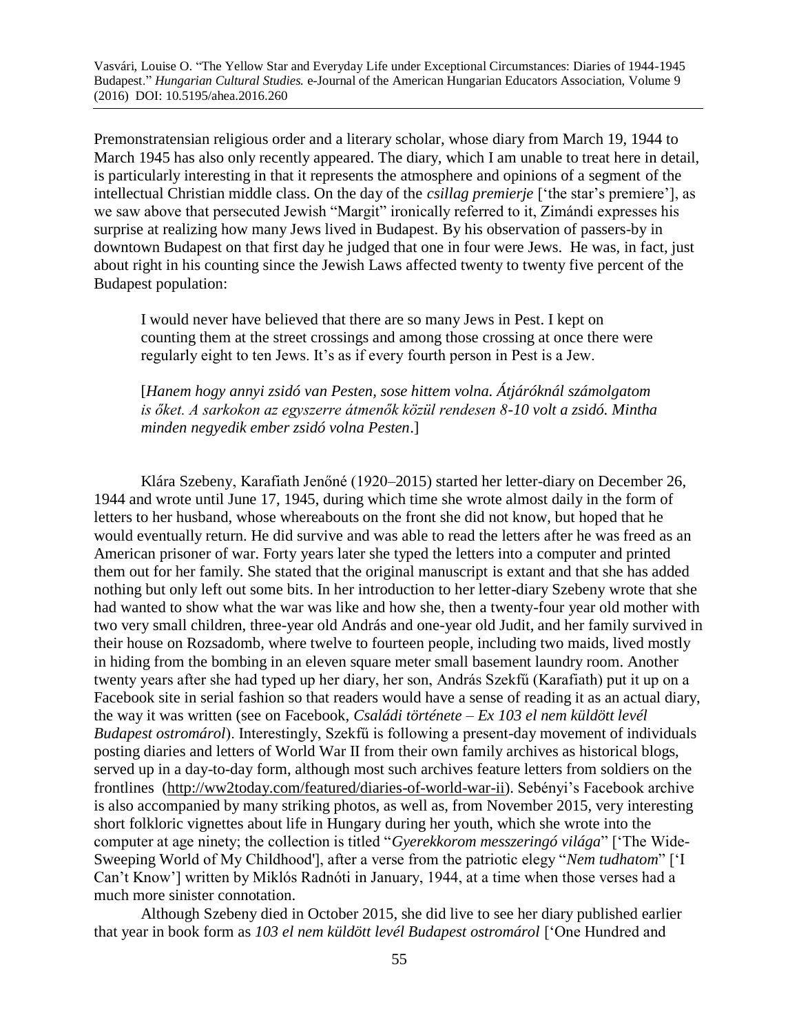Premonstratensian religious order and a literary scholar, whose diary from March 19, 1944 to March 1945 has also only recently appeared. The diary, which I am unable to treat here in detail, is particularly interesting in that it represents the atmosphere and opinions of a segment of the intellectual Christian middle class. On the day of the *csillag premierje* ['the star's premiere'], as we saw above that persecuted Jewish "Margit" ironically referred to it, Zimándi expresses his surprise at realizing how many Jews lived in Budapest. By his observation of passers-by in downtown Budapest on that first day he judged that one in four were Jews. He was, in fact, just about right in his counting since the Jewish Laws affected twenty to twenty five percent of the Budapest population:

> I would never have believed that there are so many Jews in Pest. I kept on counting them at the street crossings and among those crossing at once there were regularly eight to ten Jews. It's as if every fourth person in Pest is a Jew.
>
> [*Hanem hogy annyi zsidó van Pesten, sose hittem volna. Átjáróknál számolgatom is őket. A sarkokon az egyszerre átmenők közül rendesen 8-10 volt a zsidó. Mintha minden negyedik ember zsidó volna Pesten*.]

Klára Szebeny, Karafiath Jenőné (1920–2015) started her letter-diary on December 26, 1944 and wrote until June 17, 1945, during which time she wrote almost daily in the form of letters to her husband, whose whereabouts on the front she did not know, but hoped that he would eventually return. He did survive and was able to read the letters after he was freed as an American prisoner of war. Forty years later she typed the letters into a computer and printed them out for her family. She stated that the original manuscript is extant and that she has added nothing but only left out some bits. In her introduction to her letter-diary Szebeny wrote that she had wanted to show what the war was like and how she, then a twenty-four year old mother with two very small children, three-year old András and one-year old Judit, and her family survived in their house on Rozsadomb, where twelve to fourteen people, including two maids, lived mostly in hiding from the bombing in an eleven square meter small basement laundry room. Another twenty years after she had typed up her diary, her son, András Szekfű (Karafiath) put it up on a Facebook site in serial fashion so that readers would have a sense of reading it as an actual diary, the way it was written (see on Facebook, *Családi története – Ex 103 el nem küldött levél Budapest ostromáról*). Interestingly, Szekfű is following a present-day movement of individuals posting diaries and letters of World War II from their own family archives as historical blogs, served up in a day-to-day form, although most such archives feature letters from soldiers on the frontlines (http://ww2today.com/featured/diaries-of-world-war-ii). Sebényi's Facebook archive is also accompanied by many striking photos, as well as, from November 2015, very interesting short folkloric vignettes about life in Hungary during her youth, which she wrote into the computer at age ninety; the collection is titled "*Gyerekkorom messzeringó világa*" ['The Wide-Sweeping World of My Childhood'], after a verse from the patriotic elegy "*Nem tudhatom*" ['I Can't Know'] written by Miklós Radnóti in January, 1944, at a time when those verses had a much more sinister connotation.

Although Szebeny died in October 2015, she did live to see her diary published earlier that year in book form as *103 el nem küldött levél Budapest ostromáról* ['One Hundred and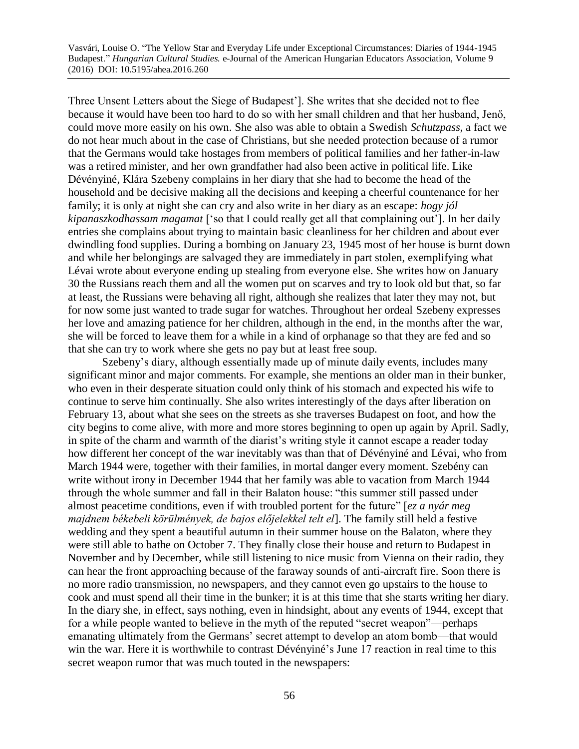Three Unsent Letters about the Siege of Budapest']. She writes that she decided not to flee because it would have been too hard to do so with her small children and that her husband, Jenő, could move more easily on his own. She also was able to obtain a Swedish *Schutzpass,* a fact we do not hear much about in the case of Christians, but she needed protection because of a rumor that the Germans would take hostages from members of political families and her father-in-law was a retired minister, and her own grandfather had also been active in political life. Like Dévényiné, Klára Szebeny complains in her diary that she had to become the head of the household and be decisive making all the decisions and keeping a cheerful countenance for her family; it is only at night she can cry and also write in her diary as an escape: *hogy jól kipanaszkodhassam magamat* ['so that I could really get all that complaining out']. In her daily entries she complains about trying to maintain basic cleanliness for her children and about ever dwindling food supplies. During a bombing on January 23, 1945 most of her house is burnt down and while her belongings are salvaged they are immediately in part stolen, exemplifying what Lévai wrote about everyone ending up stealing from everyone else. She writes how on January 30 the Russians reach them and all the women put on scarves and try to look old but that, so far at least, the Russians were behaving all right, although she realizes that later they may not, but for now some just wanted to trade sugar for watches. Throughout her ordeal Szebeny expresses her love and amazing patience for her children, although in the end, in the months after the war, she will be forced to leave them for a while in a kind of orphanage so that they are fed and so that she can try to work where she gets no pay but at least free soup.

Szebeny's diary, although essentially made up of minute daily events, includes many significant minor and major comments. For example, she mentions an older man in their bunker, who even in their desperate situation could only think of his stomach and expected his wife to continue to serve him continually. She also writes interestingly of the days after liberation on February 13, about what she sees on the streets as she traverses Budapest on foot, and how the city begins to come alive, with more and more stores beginning to open up again by April. Sadly, in spite of the charm and warmth of the diarist's writing style it cannot escape a reader today how different her concept of the war inevitably was than that of Dévényiné and Lévai, who from March 1944 were, together with their families, in mortal danger every moment. Szebény can write without irony in December 1944 that her family was able to vacation from March 1944 through the whole summer and fall in their Balaton house: "this summer still passed under almost peacetime conditions, even if with troubled portent for the future" [*ez a nyár meg majdnem békebeli körülmények, de bajos előjelekkel telt el*]. The family still held a festive wedding and they spent a beautiful autumn in their summer house on the Balaton, where they were still able to bathe on October 7. They finally close their house and return to Budapest in November and by December, while still listening to nice music from Vienna on their radio, they can hear the front approaching because of the faraway sounds of anti-aircraft fire. Soon there is no more radio transmission, no newspapers, and they cannot even go upstairs to the house to cook and must spend all their time in the bunker; it is at this time that she starts writing her diary. In the diary she, in effect, says nothing, even in hindsight, about any events of 1944, except that for a while people wanted to believe in the myth of the reputed "secret weapon"—perhaps emanating ultimately from the Germans' secret attempt to develop an atom bomb—that would win the war. Here it is worthwhile to contrast Dévényiné's June 17 reaction in real time to this secret weapon rumor that was much touted in the newspapers: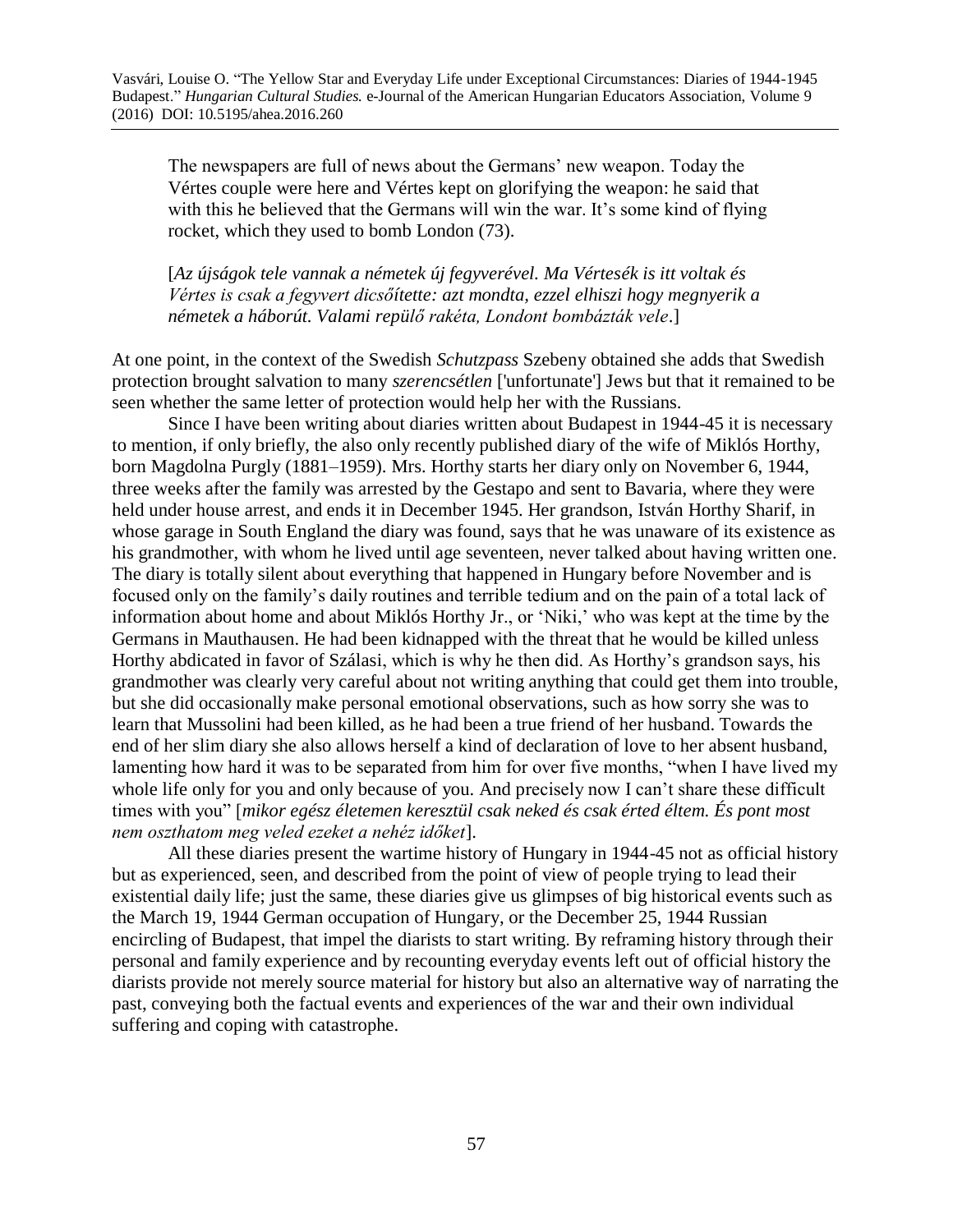> The newspapers are full of news about the Germans' new weapon. Today the Vértes couple were here and Vértes kept on glorifying the weapon: he said that with this he believed that the Germans will win the war. It's some kind of flying rocket, which they used to bomb London (73).
>
> [*Az újságok tele vannak a németek új fegyverével. Ma Vértesék is itt voltak és Vértes is csak a fegyvert dicsőítette: azt mondta, ezzel elhiszi hogy megnyerik a németek a háborút. Valami repülő rakéta, Londont bombázták vele*.]

At one point, in the context of the Swedish *Schutzpass* Szebeny obtained she adds that Swedish protection brought salvation to many *szerencsétlen* ['unfortunate'] Jews but that it remained to be seen whether the same letter of protection would help her with the Russians.

Since I have been writing about diaries written about Budapest in 1944-45 it is necessary to mention, if only briefly, the also only recently published diary of the wife of Miklós Horthy, born Magdolna Purgly (1881–1959). Mrs. Horthy starts her diary only on November 6, 1944, three weeks after the family was arrested by the Gestapo and sent to Bavaria, where they were held under house arrest, and ends it in December 1945. Her grandson, István Horthy Sharif, in whose garage in South England the diary was found, says that he was unaware of its existence as his grandmother, with whom he lived until age seventeen, never talked about having written one. The diary is totally silent about everything that happened in Hungary before November and is focused only on the family's daily routines and terrible tedium and on the pain of a total lack of information about home and about Miklós Horthy Jr., or 'Niki,' who was kept at the time by the Germans in Mauthausen. He had been kidnapped with the threat that he would be killed unless Horthy abdicated in favor of Szálasi, which is why he then did. As Horthy's grandson says, his grandmother was clearly very careful about not writing anything that could get them into trouble, but she did occasionally make personal emotional observations, such as how sorry she was to learn that Mussolini had been killed, as he had been a true friend of her husband. Towards the end of her slim diary she also allows herself a kind of declaration of love to her absent husband, lamenting how hard it was to be separated from him for over five months, "when I have lived my whole life only for you and only because of you. And precisely now I can't share these difficult times with you" [*mikor egész életemen keresztül csak neked és csak érted éltem. És pont most nem oszthatom meg veled ezeket a nehéz időket*].

All these diaries present the wartime history of Hungary in 1944-45 not as official history but as experienced, seen, and described from the point of view of people trying to lead their existential daily life; just the same, these diaries give us glimpses of big historical events such as the March 19, 1944 German occupation of Hungary, or the December 25, 1944 Russian encircling of Budapest, that impel the diarists to start writing. By reframing history through their personal and family experience and by recounting everyday events left out of official history the diarists provide not merely source material for history but also an alternative way of narrating the past, conveying both the factual events and experiences of the war and their own individual suffering and coping with catastrophe.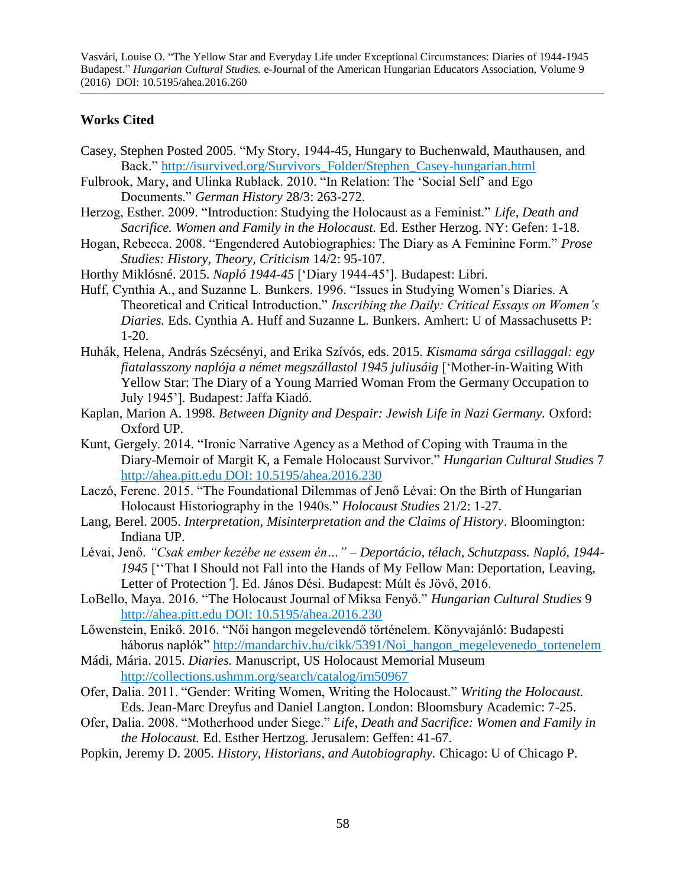## Works Cited

Casey, Stephen Posted 2005. "My Story, 1944-45, Hungary to Buchenwald, Mauthausen, and Back." http://isurvived.org/Survivors_Folder/Stephen_Casey-hungarian.html

Fulbrook, Mary, and Ulinka Rublack. 2010. "In Relation: The 'Social Self' and Ego Documents." *German History* 28/3: 263-272.

Herzog, Esther. 2009. "Introduction: Studying the Holocaust as a Feminist." *Life, Death and Sacrifice. Women and Family in the Holocaust.* Ed. Esther Herzog. NY: Gefen: 1-18.

Hogan, Rebecca. 2008. "Engendered Autobiographies: The Diary as A Feminine Form." *Prose Studies: History, Theory, Criticism* 14/2: 95-107.

Horthy Miklósné. 2015. *Napló 1944-45* ['Diary 1944-45']. Budapest: Libri.

Huff, Cynthia A., and Suzanne L. Bunkers. 1996. "Issues in Studying Women's Diaries. A Theoretical and Critical Introduction." *Inscribing the Daily: Critical Essays on Women's Diaries.* Eds. Cynthia A. Huff and Suzanne L. Bunkers. Amhert: U of Massachusetts P: 1-20.

Huhák, Helena, András Szécsényi, and Erika Szívós, eds. 2015. *Kismama sárga csillaggal: egy fiatalasszony naplója a német megszállastol 1945 juliusáig* ['Mother-in-Waiting With Yellow Star: The Diary of a Young Married Woman From the Germany Occupation to July 1945']. Budapest: Jaffa Kiadó.

Kaplan, Marion A. 1998. *Between Dignity and Despair: Jewish Life in Nazi Germany.* Oxford: Oxford UP.

Kunt, Gergely. 2014. "Ironic Narrative Agency as a Method of Coping with Trauma in the Diary-Memoir of Margit K, a Female Holocaust Survivor." *Hungarian Cultural Studies* 7 http://ahea.pitt.edu DOI: 10.5195/ahea.2016.230

Laczó, Ferenc. 2015. "The Foundational Dilemmas of Jenő Lévai: On the Birth of Hungarian Holocaust Historiography in the 1940s." *Holocaust Studies* 21/2: 1-27.

Lang, Berel. 2005. *Interpretation, Misinterpretation and the Claims of History*. Bloomington: Indiana UP.

Lévai, Jenő. *"Csak ember kezébe ne essem én…" – Deportácio, télach, Schutzpass. Napló, 1944-1945* [''That I Should not Fall into the Hands of My Fellow Man: Deportation, Leaving, Letter of Protection']. Ed. János Dési. Budapest: Múlt és Jövő, 2016.

LoBello, Maya. 2016. "The Holocaust Journal of Miksa Fenyő." *Hungarian Cultural Studies* 9 http://ahea.pitt.edu DOI: 10.5195/ahea.2016.230

Lőwenstein, Enikő. 2016. "Női hangon megelevendő történelem. Könyvajánló: Budapesti háborus naplók" http://mandarchiv.hu/cikk/5391/Noi_hangon_megelevenedo_tortenelem

Mádi, Mária. 2015. *Diaries.* Manuscript, US Holocaust Memorial Museum http://collections.ushmm.org/search/catalog/irn50967

Ofer, Dalia. 2011. "Gender: Writing Women, Writing the Holocaust." *Writing the Holocaust.* Eds. Jean-Marc Dreyfus and Daniel Langton. London: Bloomsbury Academic: 7-25.

Ofer, Dalia. 2008. "Motherhood under Siege." *Life, Death and Sacrifice: Women and Family in the Holocaust.* Ed. Esther Hertzog. Jerusalem: Geffen: 41-67.

Popkin, Jeremy D. 2005. *History, Historians, and Autobiography.* Chicago: U of Chicago P.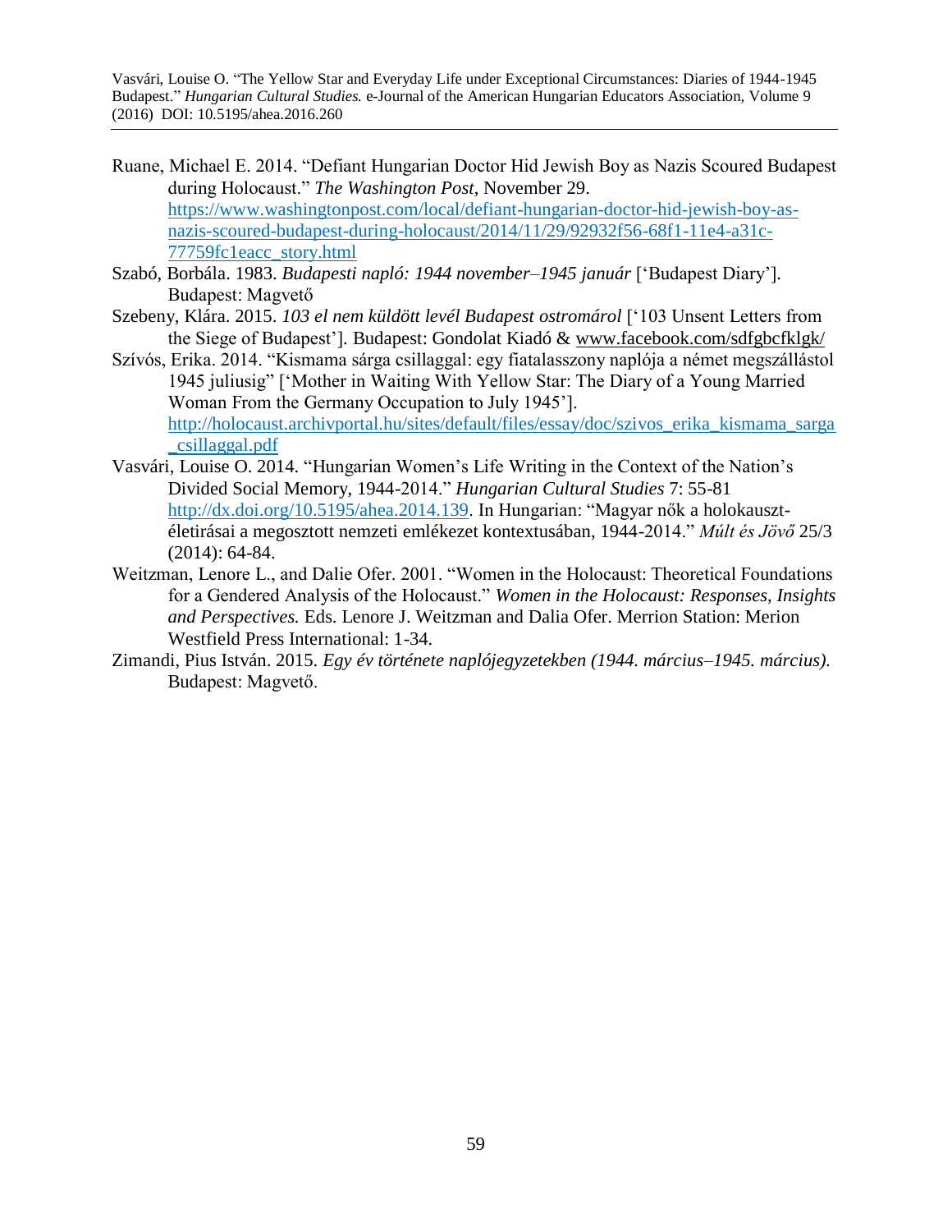Ruane, Michael E. 2014. "Defiant Hungarian Doctor Hid Jewish Boy as Nazis Scoured Budapest during Holocaust." *The Washington Post*, November 29. https://www.washingtonpost.com/local/defiant-hungarian-doctor-hid-jewish-boy-as-nazis-scoured-budapest-during-holocaust/2014/11/29/92932f56-68f1-11e4-a31c-77759fc1eacc_story.html

Szabó, Borbála. 1983. *Budapesti napló: 1944 november–1945 január* ['Budapest Diary']. Budapest: Magvető

Szebeny, Klára. 2015. *103 el nem küldött levél Budapest ostromáról* ['103 Unsent Letters from the Siege of Budapest']. Budapest: Gondolat Kiadó & www.facebook.com/sdfgbcfklgk/

Szívós, Erika. 2014. "Kismama sárga csillaggal: egy fiatalasszony naplója a német megszállástol 1945 juliusig" ['Mother in Waiting With Yellow Star: The Diary of a Young Married Woman From the Germany Occupation to July 1945']. http://holocaust.archivportal.hu/sites/default/files/essay/doc/szivos_erika_kismama_sarga_csillaggal.pdf

Vasvári, Louise O. 2014. "Hungarian Women's Life Writing in the Context of the Nation's Divided Social Memory, 1944-2014." *Hungarian Cultural Studies* 7: 55-81 http://dx.doi.org/10.5195/ahea.2014.139. In Hungarian: "Magyar nők a holokauszt-életirásai a megosztott nemzeti emlékezet kontextusában, 1944-2014." *Múlt és Jövő* 25/3 (2014): 64-84.

Weitzman, Lenore L., and Dalie Ofer. 2001. "Women in the Holocaust: Theoretical Foundations for a Gendered Analysis of the Holocaust." *Women in the Holocaust: Responses, Insights and Perspectives.* Eds. Lenore J. Weitzman and Dalia Ofer. Merrion Station: Merion Westfield Press International: 1-34.

Zimandi, Pius István. 2015. *Egy év története naplójegyzetekben (1944. március–1945. március).* Budapest: Magvető.